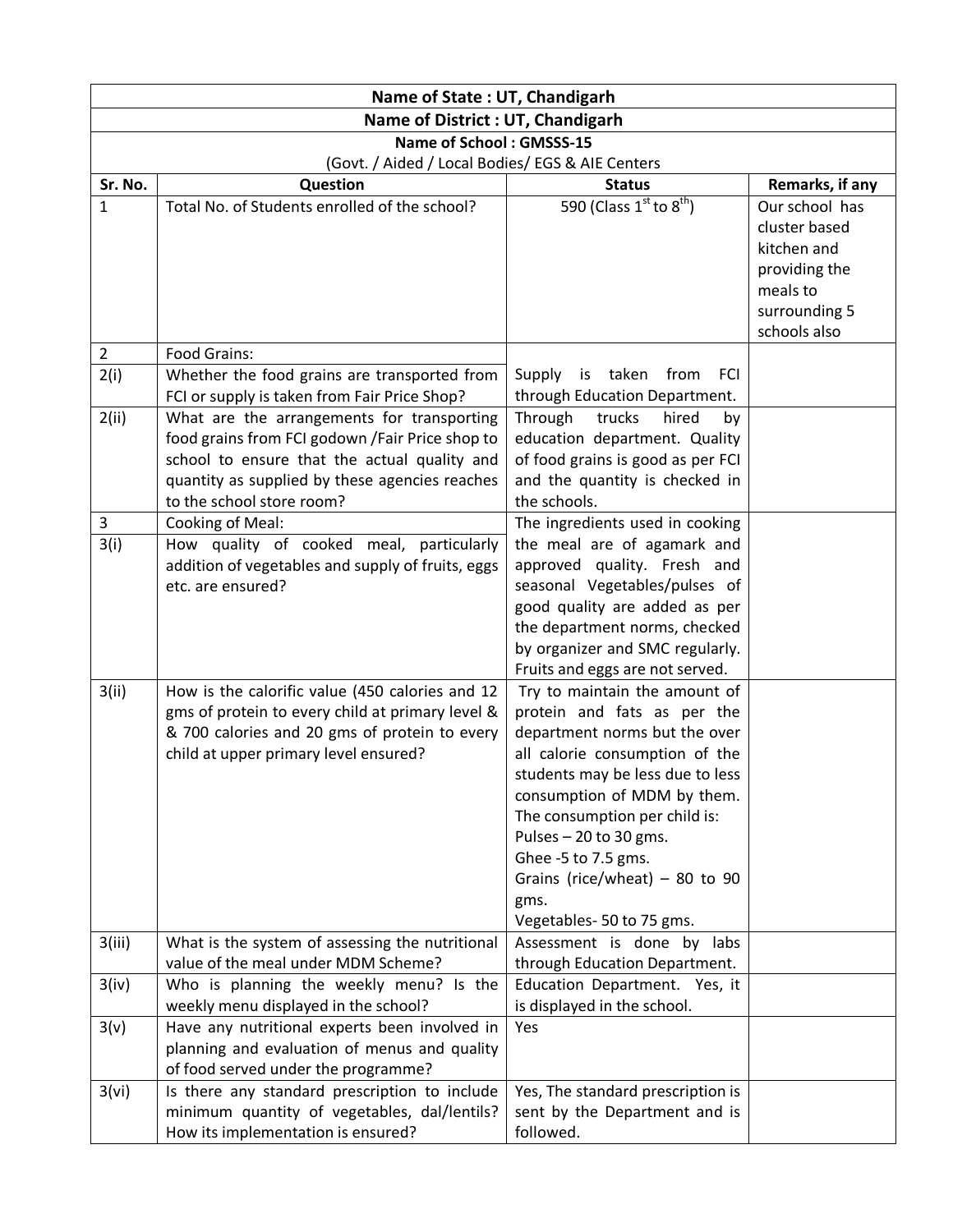| Name of State : UT, Chandigarh | | | |
|---|---|---|---|
| **Name of District : UT, Chandigarh** | | | |
| **Name of School : GMSSS-15** (Govt. / Aided / Local Bodies/ EGS & AIE Centers | | | |
| **Sr. No.** | **Question** | **Status** | **Remarks, if any** |
| 1 | Total No. of Students enrolled of the school? | 590 (Class 1st to 8th) | Our school has cluster based kitchen and providing the meals to surrounding 5 schools also |
| 2 | Food Grains: | | |
| 2(i) | Whether the food grains are transported from FCI or supply is taken from Fair Price Shop? | Supply is taken from FCI through Education Department. | |
| 2(ii) | What are the arrangements for transporting food grains from FCI godown /Fair Price shop to school to ensure that the actual quality and quantity as supplied by these agencies reaches to the school store room? | Through trucks hired by education department. Quality of food grains is good as per FCI and the quantity is checked in the schools. | |
| 3 | Cooking of Meal: | The ingredients used in cooking the meal are of agamark and approved quality. Fresh and seasonal Vegetables/pulses of good quality are added as per the department norms, checked by organizer and SMC regularly. Fruits and eggs are not served. | |
| 3(i) | How quality of cooked meal, particularly addition of vegetables and supply of fruits, eggs etc. are ensured? | | |
| 3(ii) | How is the calorific value (450 calories and 12 gms of protein to every child at primary level & & 700 calories and 20 gms of protein to every child at upper primary level ensured? | Try to maintain the amount of protein and fats as per the department norms but the over all calorie consumption of the students may be less due to less consumption of MDM by them. The consumption per child is: Pulses – 20 to 30 gms. Ghee -5 to 7.5 gms. Grains (rice/wheat) – 80 to 90 gms. Vegetables- 50 to 75 gms. | |
| 3(iii) | What is the system of assessing the nutritional value of the meal under MDM Scheme? | Assessment is done by labs through Education Department. | |
| 3(iv) | Who is planning the weekly menu? Is the weekly menu displayed in the school? | Education Department. Yes, it is displayed in the school. | |
| 3(v) | Have any nutritional experts been involved in planning and evaluation of menus and quality of food served under the programme? | Yes | |
| 3(vi) | Is there any standard prescription to include minimum quantity of vegetables, dal/lentils? How its implementation is ensured? | Yes, The standard prescription is sent by the Department and is followed. | |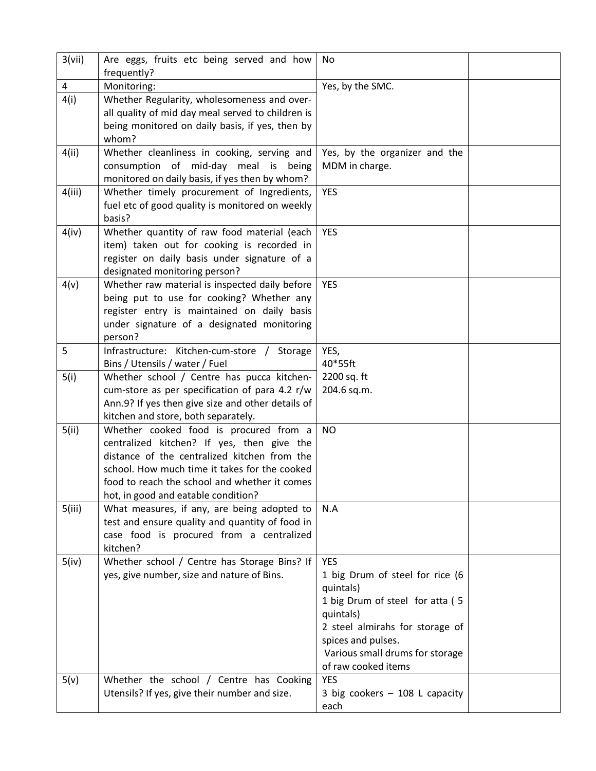| 3(vii) | Are eggs, fruits etc being served and how frequently? | No | |
|---|---|---|---|
| 4 | Monitoring: | Yes, by the SMC. | |
| 4(i) | Whether Regularity, wholesomeness and over-all quality of mid day meal served to children is being monitored on daily basis, if yes, then by whom? | | |
| 4(ii) | Whether cleanliness in cooking, serving and consumption of mid-day meal is being monitored on daily basis, if yes then by whom? | Yes, by the organizer and the MDM in charge. | |
| 4(iii) | Whether timely procurement of Ingredients, fuel etc of good quality is monitored on weekly basis? | YES | |
| 4(iv) | Whether quantity of raw food material (each item) taken out for cooking is recorded in register on daily basis under signature of a designated monitoring person? | YES | |
| 4(v) | Whether raw material is inspected daily before being put to use for cooking? Whether any register entry is maintained on daily basis under signature of a designated monitoring person? | YES | |
| 5 | Infrastructure: Kitchen-cum-store / Storage Bins / Utensils / water / Fuel | YES,<br>40*55ft<br>2200 sq. ft<br>204.6 sq.m. | |
| 5(i) | Whether school / Centre has pucca kitchen-cum-store as per specification of para 4.2 r/w Ann.9? If yes then give size and other details of kitchen and store, both separately. | | |
| 5(ii) | Whether cooked food is procured from a centralized kitchen? If yes, then give the distance of the centralized kitchen from the school. How much time it takes for the cooked food to reach the school and whether it comes hot, in good and eatable condition? | NO | |
| 5(iii) | What measures, if any, are being adopted to test and ensure quality and quantity of food in case food is procured from a centralized kitchen? | N.A | |
| 5(iv) | Whether school / Centre has Storage Bins? If yes, give number, size and nature of Bins. | YES<br>1 big Drum of steel for rice (6 quintals)<br>1 big Drum of steel for atta ( 5 quintals)<br>2 steel almirahs for storage of spices and pulses.<br>Various small drums for storage of raw cooked items | |
| 5(v) | Whether the school / Centre has Cooking Utensils? If yes, give their number and size. | YES<br>3 big cookers – 108 L capacity each | |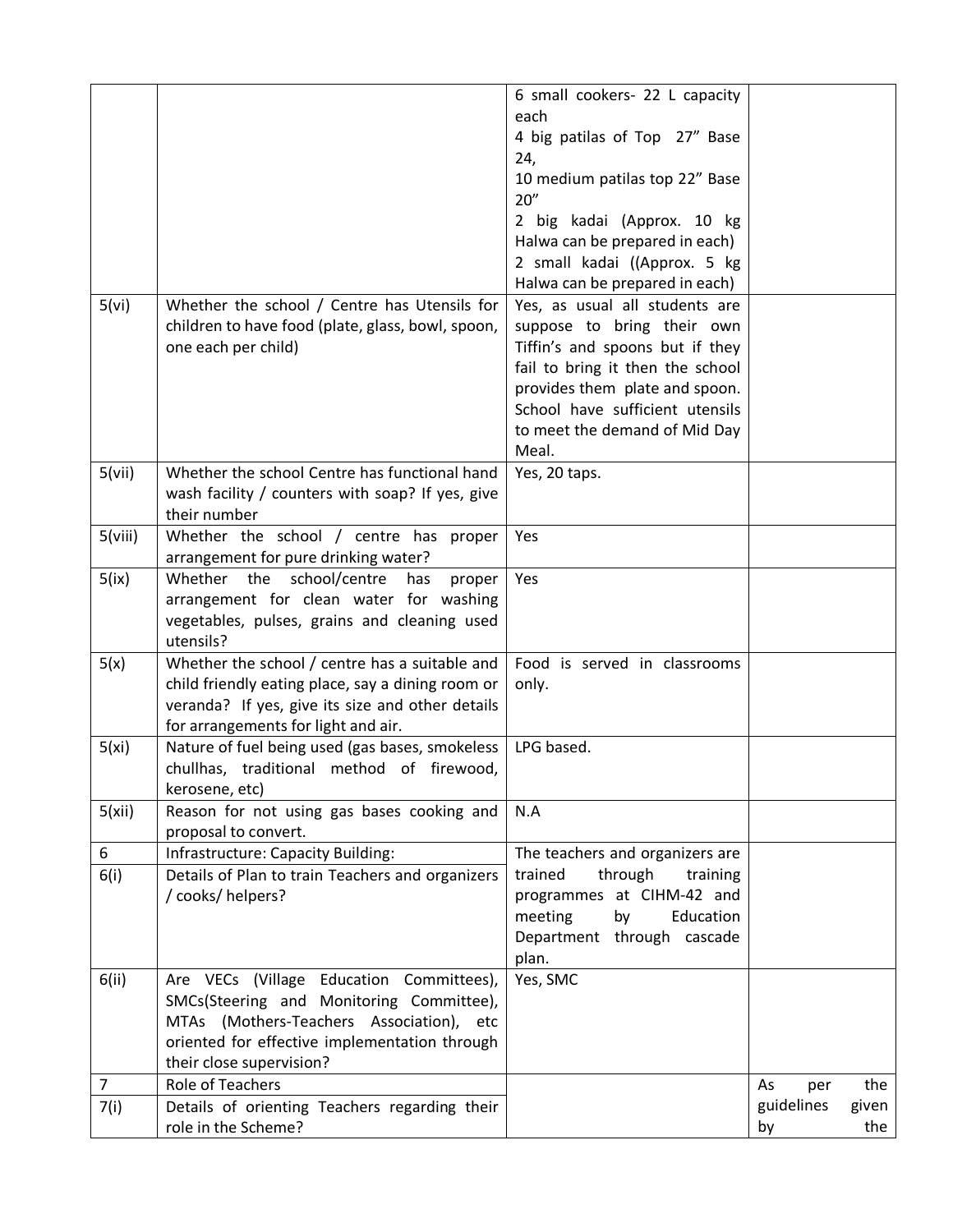| | | | |
|---|---|---|---|
| | | 6 small cookers- 22 L capacity each<br>4 big patilas of Top 27” Base 24,<br>10 medium patilas top 22” Base 20”<br>2 big kadai (Approx. 10 kg Halwa can be prepared in each)<br>2 small kadai ((Approx. 5 kg Halwa can be prepared in each) | |
| 5(vi) | Whether the school / Centre has Utensils for children to have food (plate, glass, bowl, spoon, one each per child) | Yes, as usual all students are suppose to bring their own Tiffin's and spoons but if they fail to bring it then the school provides them plate and spoon. School have sufficient utensils to meet the demand of Mid Day Meal. | |
| 5(vii) | Whether the school Centre has functional hand wash facility / counters with soap? If yes, give their number | Yes, 20 taps. | |
| 5(viii) | Whether the school / centre has proper arrangement for pure drinking water? | Yes | |
| 5(ix) | Whether the school/centre has proper arrangement for clean water for washing vegetables, pulses, grains and cleaning used utensils? | Yes | |
| 5(x) | Whether the school / centre has a suitable and child friendly eating place, say a dining room or veranda? If yes, give its size and other details for arrangements for light and air. | Food is served in classrooms only. | |
| 5(xi) | Nature of fuel being used (gas bases, smokeless chullhas, traditional method of firewood, kerosene, etc) | LPG based. | |
| 5(xii) | Reason for not using gas bases cooking and proposal to convert. | N.A | |
| 6 | Infrastructure: Capacity Building: | The teachers and organizers are trained through training programmes at CIHM-42 and meeting by Education Department through cascade plan. | |
| 6(i) | Details of Plan to train Teachers and organizers / cooks/ helpers? | | |
| 6(ii) | Are VECs (Village Education Committees), SMCs(Steering and Monitoring Committee), MTAs (Mothers-Teachers Association), etc oriented for effective implementation through their close supervision? | Yes, SMC | |
| 7 | Role of Teachers | | As per the guidelines given by the |
| 7(i) | Details of orienting Teachers regarding their role in the Scheme? | | |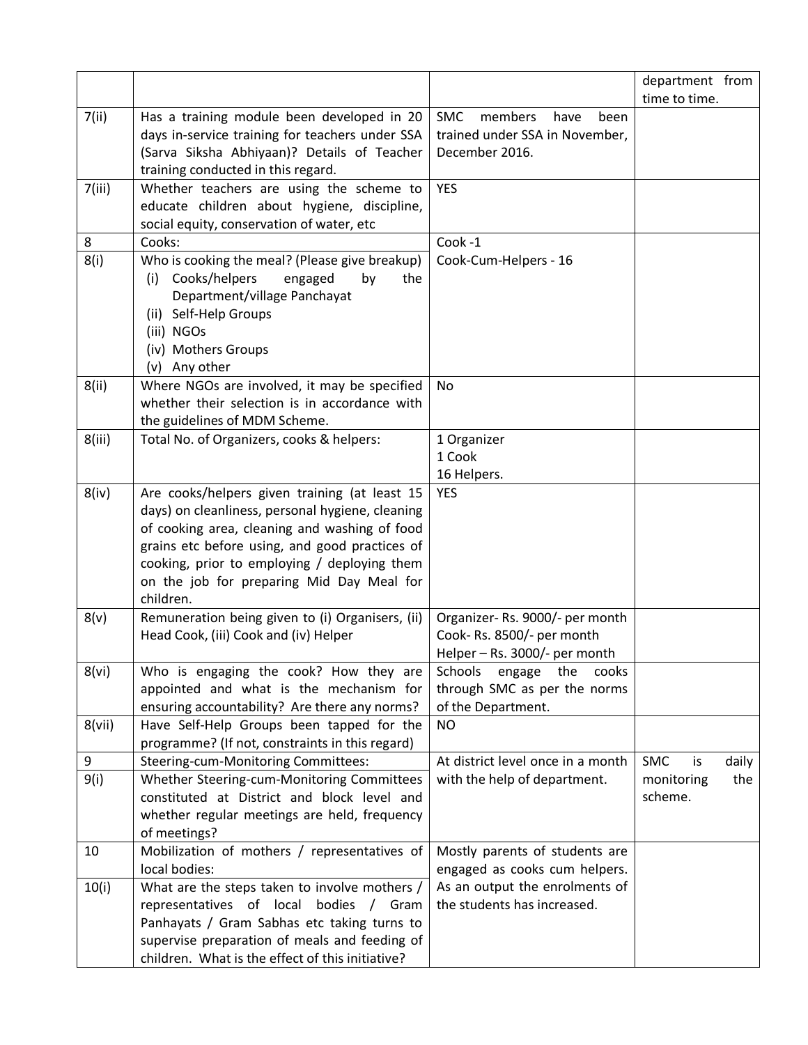| | | | department from time to time. |
|---|---|---|---|
| 7(ii) | Has a training module been developed in 20 days in-service training for teachers under SSA (Sarva Siksha Abhiyaan)? Details of Teacher training conducted in this regard. | SMC members have been trained under SSA in November, December 2016. | |
| 7(iii) | Whether teachers are using the scheme to educate children about hygiene, discipline, social equity, conservation of water, etc | YES | |
| 8 | Cooks: | Cook -1<br>Cook-Cum-Helpers - 16 | |
| 8(i) | Who is cooking the meal? (Please give breakup)<br>(i) Cooks/helpers engaged by the Department/village Panchayat<br>(ii) Self-Help Groups<br>(iii) NGOs<br>(iv) Mothers Groups<br>(v) Any other | | |
| 8(ii) | Where NGOs are involved, it may be specified whether their selection is in accordance with the guidelines of MDM Scheme. | No | |
| 8(iii) | Total No. of Organizers, cooks & helpers: | 1 Organizer<br>1 Cook<br>16 Helpers. | |
| 8(iv) | Are cooks/helpers given training (at least 15 days) on cleanliness, personal hygiene, cleaning of cooking area, cleaning and washing of food grains etc before using, and good practices of cooking, prior to employing / deploying them on the job for preparing Mid Day Meal for children. | YES | |
| 8(v) | Remuneration being given to (i) Organisers, (ii) Head Cook, (iii) Cook and (iv) Helper | Organizer- Rs. 9000/- per month<br>Cook- Rs. 8500/- per month<br>Helper – Rs. 3000/- per month | |
| 8(vi) | Who is engaging the cook? How they are appointed and what is the mechanism for ensuring accountability? Are there any norms? | Schools engage the cooks through SMC as per the norms of the Department. | |
| 8(vii) | Have Self-Help Groups been tapped for the programme? (If not, constraints in this regard) | NO | |
| 9 | Steering-cum-Monitoring Committees: | At district level once in a month with the help of department. | SMC is daily monitoring the scheme. |
| 9(i) | Whether Steering-cum-Monitoring Committees constituted at District and block level and whether regular meetings are held, frequency of meetings? | | |
| 10 | Mobilization of mothers / representatives of local bodies: | Mostly parents of students are engaged as cooks cum helpers. As an output the enrolments of the students has increased. | |
| 10(i) | What are the steps taken to involve mothers / representatives of local bodies / Gram Panhayats / Gram Sabhas etc taking turns to supervise preparation of meals and feeding of children. What is the effect of this initiative? | | |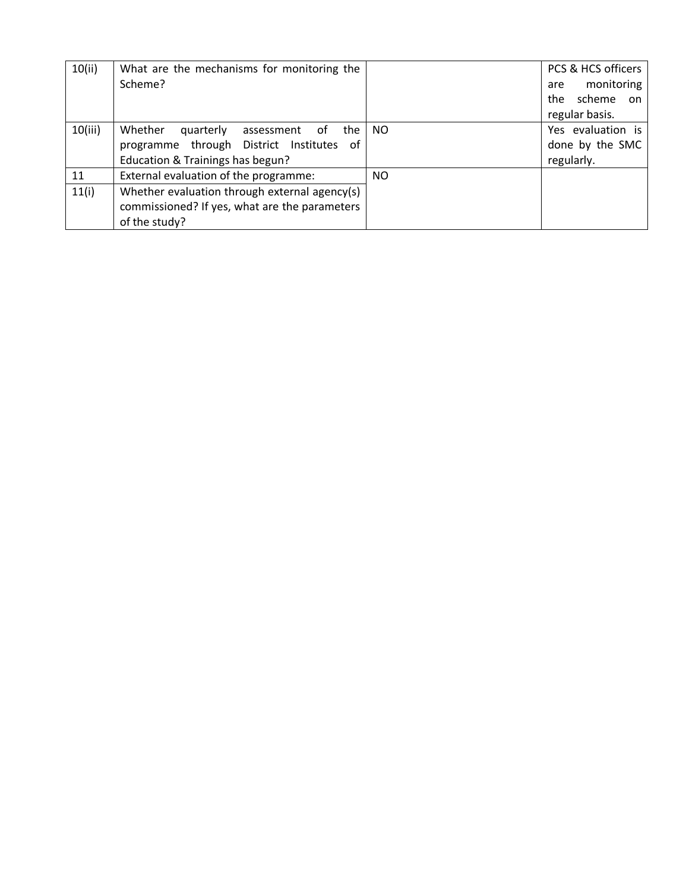| | | | |
|---|---|---|---|
| 10(ii) | What are the mechanisms for monitoring the Scheme? | | PCS & HCS officers are monitoring the scheme on regular basis. |
| 10(iii) | Whether quarterly assessment of the programme through District Institutes of Education & Trainings has begun? | NO | Yes evaluation is done by the SMC regularly. |
| 11 | External evaluation of the programme: | NO | |
| 11(i) | Whether evaluation through external agency(s) commissioned? If yes, what are the parameters of the study? | | |